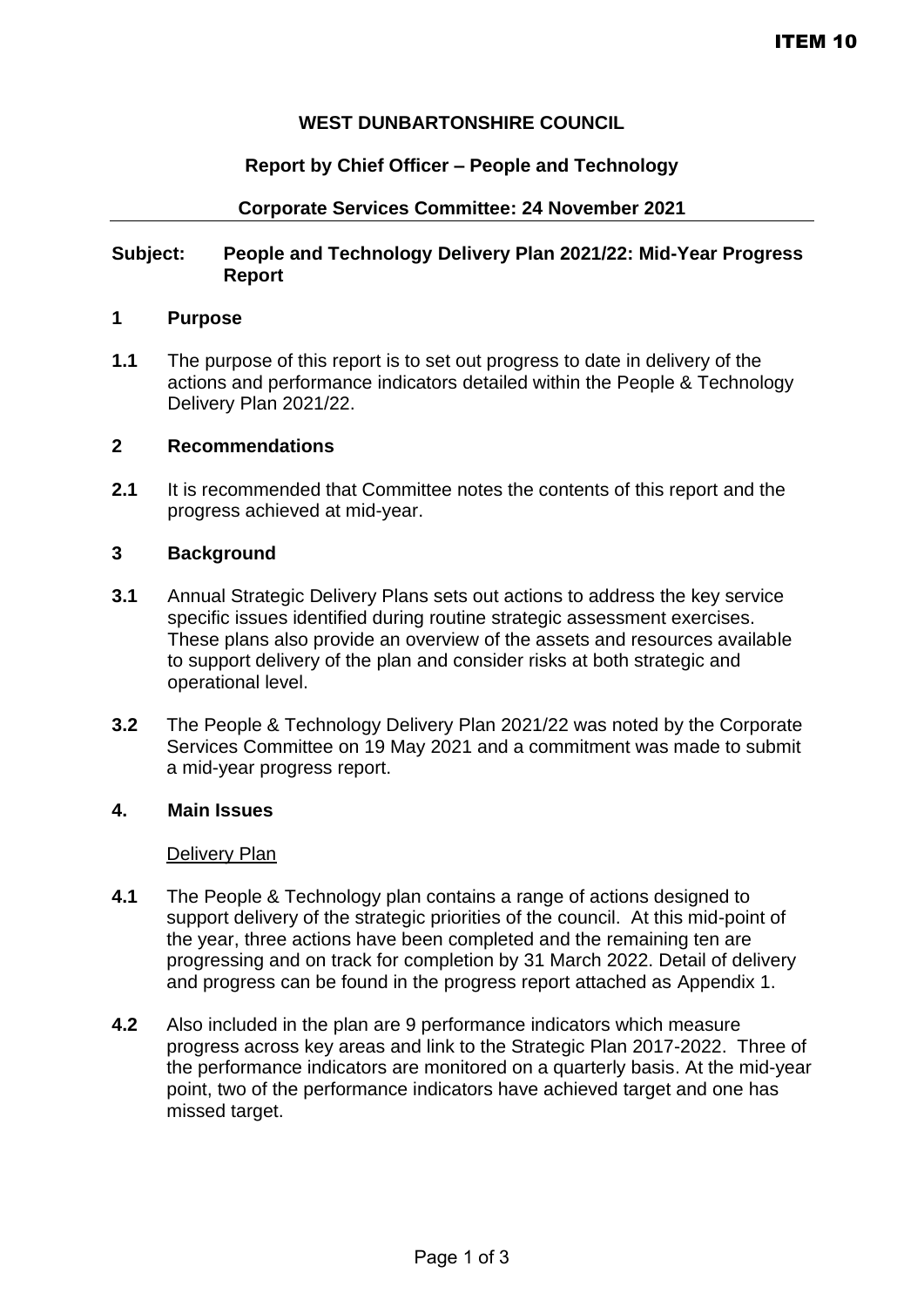ITEM 10

**WEST DUNBARTONSHIRE COUNCIL**

**Report by Chief Officer – People and Technology**

**Corporate Services Committee: 24 November 2021**

---

**Subject: People and Technology Delivery Plan 2021/22: Mid-Year Progress Report**

## 1 Purpose

**1.1** The purpose of this report is to set out progress to date in delivery of the actions and performance indicators detailed within the People & Technology Delivery Plan 2021/22.

## 2 Recommendations

**2.1** It is recommended that Committee notes the contents of this report and the progress achieved at mid-year.

## 3 Background

**3.1** Annual Strategic Delivery Plans sets out actions to address the key service specific issues identified during routine strategic assessment exercises. These plans also provide an overview of the assets and resources available to support delivery of the plan and consider risks at both strategic and operational level.

**3.2** The People & Technology Delivery Plan 2021/22 was noted by the Corporate Services Committee on 19 May 2021 and a commitment was made to submit a mid-year progress report.

## 4. Main Issues

Delivery Plan

**4.1** The People & Technology plan contains a range of actions designed to support delivery of the strategic priorities of the council. At this mid-point of the year, three actions have been completed and the remaining ten are progressing and on track for completion by 31 March 2022. Detail of delivery and progress can be found in the progress report attached as Appendix 1.

**4.2** Also included in the plan are 9 performance indicators which measure progress across key areas and link to the Strategic Plan 2017-2022. Three of the performance indicators are monitored on a quarterly basis. At the mid-year point, two of the performance indicators have achieved target and one has missed target.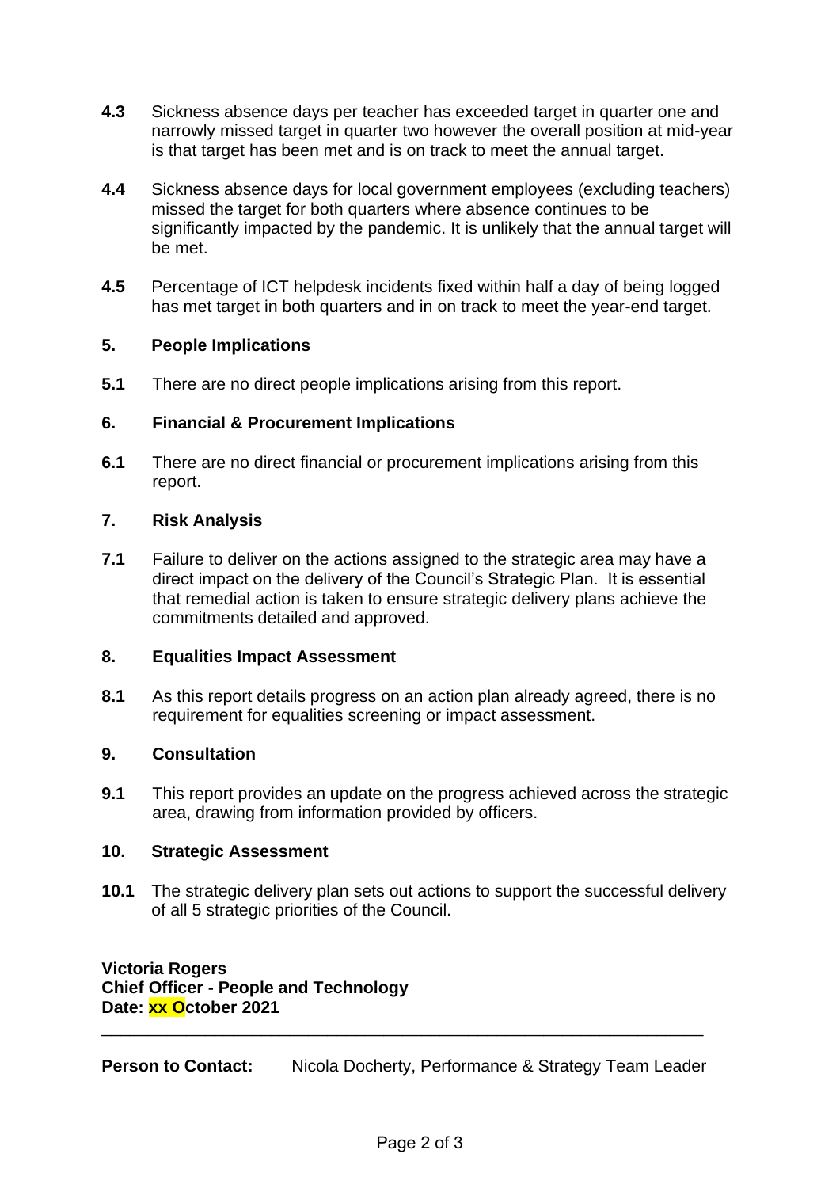**4.3** Sickness absence days per teacher has exceeded target in quarter one and narrowly missed target in quarter two however the overall position at mid-year is that target has been met and is on track to meet the annual target.

**4.4** Sickness absence days for local government employees (excluding teachers) missed the target for both quarters where absence continues to be significantly impacted by the pandemic. It is unlikely that the annual target will be met.

**4.5** Percentage of ICT helpdesk incidents fixed within half a day of being logged has met target in both quarters and in on track to meet the year-end target.

## 5. People Implications

**5.1** There are no direct people implications arising from this report.

## 6. Financial & Procurement Implications

**6.1** There are no direct financial or procurement implications arising from this report.

## 7. Risk Analysis

**7.1** Failure to deliver on the actions assigned to the strategic area may have a direct impact on the delivery of the Council's Strategic Plan. It is essential that remedial action is taken to ensure strategic delivery plans achieve the commitments detailed and approved.

## 8. Equalities Impact Assessment

**8.1** As this report details progress on an action plan already agreed, there is no requirement for equalities screening or impact assessment.

## 9. Consultation

**9.1** This report provides an update on the progress achieved across the strategic area, drawing from information provided by officers.

## 10. Strategic Assessment

**10.1** The strategic delivery plan sets out actions to support the successful delivery of all 5 strategic priorities of the Council.

**Victoria Rogers**
**Chief Officer - People and Technology**
**Date: xx October 2021**

---

**Person to Contact:** Nicola Docherty, Performance & Strategy Team Leader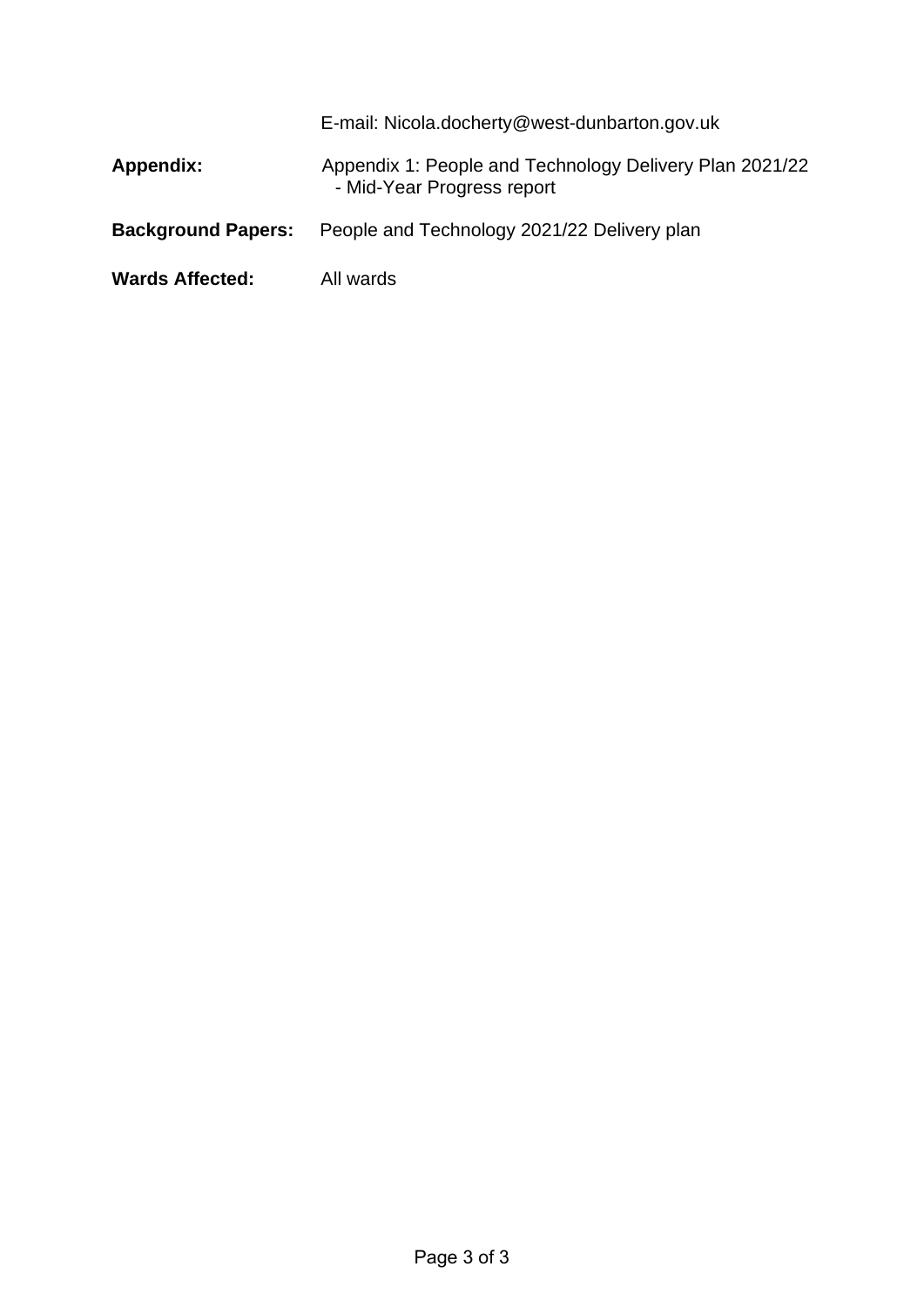E-mail: Nicola.docherty@west-dunbarton.gov.uk

**Appendix:** Appendix 1: People and Technology Delivery Plan 2021/22 - Mid-Year Progress report

**Background Papers:** People and Technology 2021/22 Delivery plan

**Wards Affected:** All wards